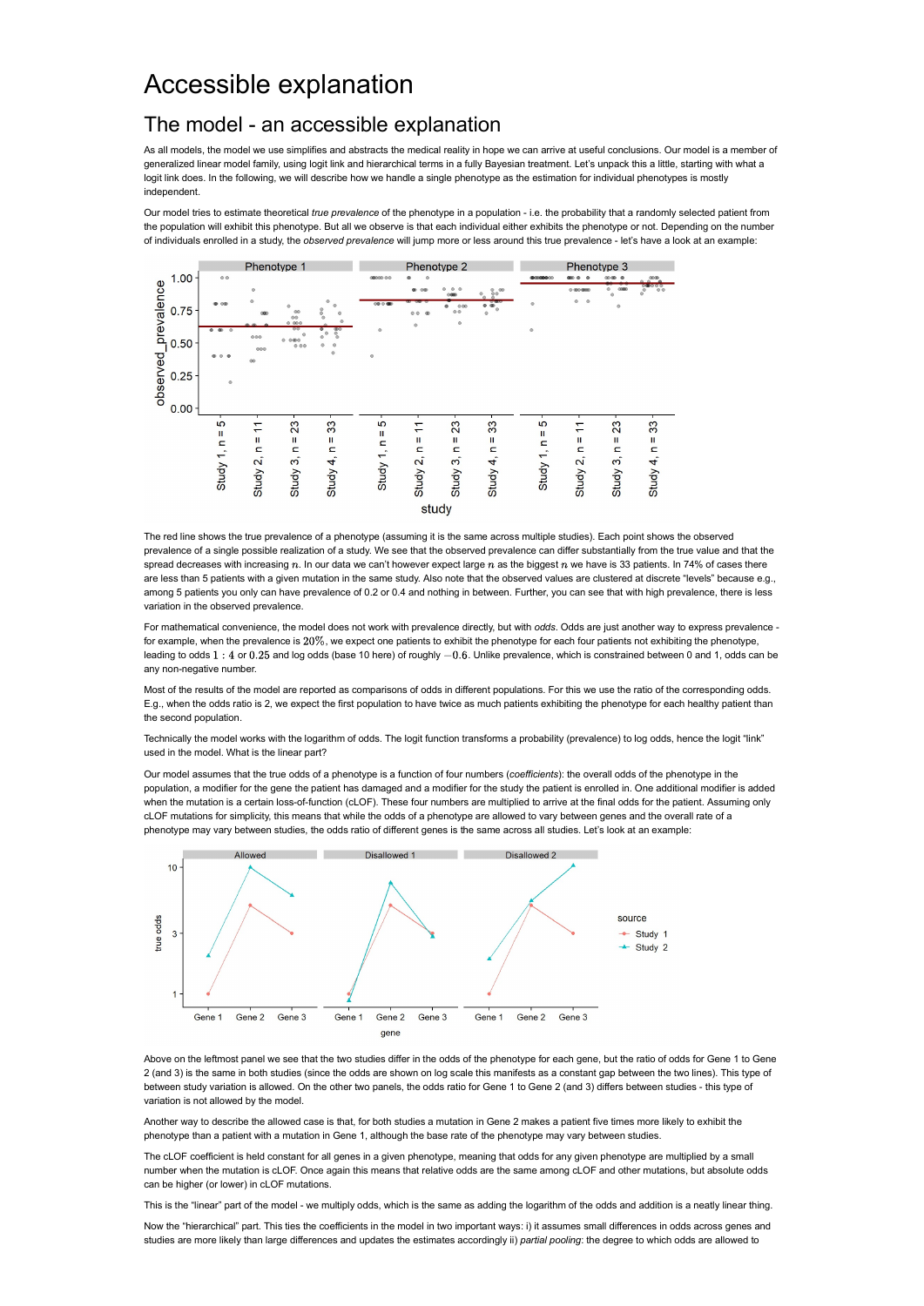# Accessible explanation

## The model - an accessible explanation

As all models, the model we use simplifies and abstracts the medical reality in hope we can arrive at useful conclusions. Our model is a member of generalized linear model family, using logit link and hierarchical terms in a fully Bayesian treatment. Let's unpack this a little, starting with what a logit link does. In the following, we will describe how we handle a single phenotype as the estimation for individual phenotypes is mostly independent.

Our model tries to estimate theoretical *true prevalence* of the phenotype in a population - i.e. the probability that a randomly selected patient from the population will exhibit this phenotype. But all we observe is that each individual either exhibits the phenotype or not. Depending on the number of individuals enrolled in a study, the *observed prevalence* will jump more or less around this true prevalence - let's have a look at an example:

The red line shows the true prevalence of a phenotype (assuming it is the same across multiple studies). Each point shows the observed prevalence of a single possible realization of a study. We see that the observed prevalence can differ substantially from the true value and that the spread decreases with increasing $n$. In our data we can't however expect large $n$ as the biggest $n$ we have is 33 patients. In 74% of cases there are less than 5 patients with a given mutation in the same study. Also note that the observed values are clustered at discrete "levels" because e.g., among 5 patients you only can have prevalence of 0.2 or 0.4 and nothing in between. Further, you can see that with high prevalence, there is less variation in the observed prevalence.

For mathematical convenience, the model does not work with prevalence directly, but with *odds*. Odds are just another way to express prevalence - for example, when the prevalence is $20\%$, we expect one patients to exhibit the phenotype for each four patients not exhibiting the phenotype, leading to odds $1:4$ or $0.25$ and log odds (base 10 here) of roughly $-0.6$. Unlike prevalence, which is constrained between 0 and 1, odds can be any non-negative number.

Most of the results of the model are reported as comparisons of odds in different populations. For this we use the ratio of the corresponding odds. E.g., when the odds ratio is 2, we expect the first population to have twice as much patients exhibiting the phenotype for each healthy patient than the second population.

Technically the model works with the logarithm of odds. The logit function transforms a probability (prevalence) to log odds, hence the logit "link" used in the model. What is the linear part?

Our model assumes that the true odds of a phenotype is a function of four numbers (*coefficients*): the overall odds of the phenotype in the population, a modifier for the gene the patient has damaged and a modifier for the study the patient is enrolled in. One additional modifier is added when the mutation is a certain loss-of-function (cLOF). These four numbers are multiplied to arrive at the final odds for the patient. Assuming only cLOF mutations for simplicity, this means that while the odds of a phenotype are allowed to vary between genes and the overall rate of a phenotype may vary between studies, the odds ratio of different genes is the same across all studies. Let's look at an example:

Above on the leftmost panel we see that the two studies differ in the odds of the phenotype for each gene, but the ratio of odds for Gene 1 to Gene 2 (and 3) is the same in both studies (since the odds are shown on log scale this manifests as a constant gap between the two lines). This type of between study variation is allowed. On the other two panels, the odds ratio for Gene 1 to Gene 2 (and 3) differs between studies - this type of variation is not allowed by the model.

Another way to describe the allowed case is that, for both studies a mutation in Gene 2 makes a patient five times more likely to exhibit the phenotype than a patient with a mutation in Gene 1, although the base rate of the phenotype may vary between studies.

The cLOF coefficient is held constant for all genes in a given phenotype, meaning that odds for any given phenotype are multiplied by a small number when the mutation is cLOF. Once again this means that relative odds are the same among cLOF and other mutations, but absolute odds can be higher (or lower) in cLOF mutations.

This is the "linear" part of the model - we multiply odds, which is the same as adding the logarithm of the odds and addition is a neatly linear thing.

Now the "hierarchical" part. This ties the coefficients in the model in two important ways: i) it assumes small differences in odds across genes and studies are more likely than large differences and updates the estimates accordingly ii) *partial pooling*: the degree to which odds are allowed to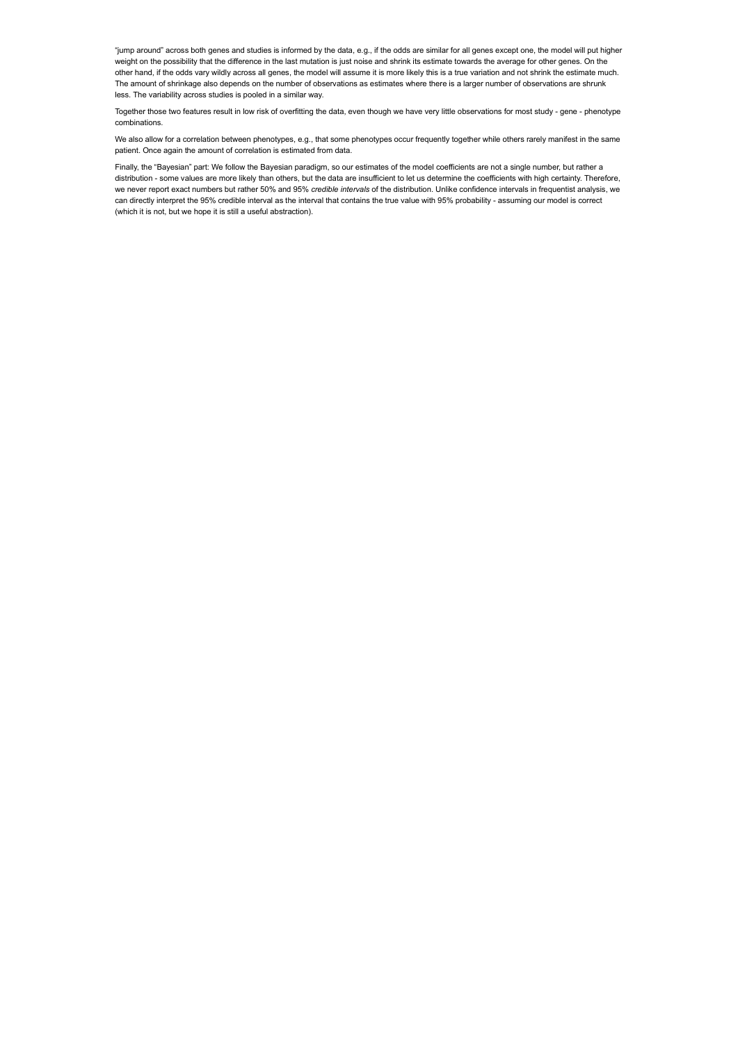"jump around" across both genes and studies is informed by the data, e.g., if the odds are similar for all genes except one, the model will put higher weight on the possibility that the difference in the last mutation is just noise and shrink its estimate towards the average for other genes. On the other hand, if the odds vary wildly across all genes, the model will assume it is more likely this is a true variation and not shrink the estimate much. The amount of shrinkage also depends on the number of observations as estimates where there is a larger number of observations are shrunk less. The variability across studies is pooled in a similar way.

Together those two features result in low risk of overfitting the data, even though we have very little observations for most study - gene - phenotype combinations.

We also allow for a correlation between phenotypes, e.g., that some phenotypes occur frequently together while others rarely manifest in the same patient. Once again the amount of correlation is estimated from data.

Finally, the "Bayesian" part: We follow the Bayesian paradigm, so our estimates of the model coefficients are not a single number, but rather a distribution - some values are more likely than others, but the data are insufficient to let us determine the coefficients with high certainty. Therefore, we never report exact numbers but rather 50% and 95% *credible intervals* of the distribution. Unlike confidence intervals in frequentist analysis, we can directly interpret the 95% credible interval as the interval that contains the true value with 95% probability - assuming our model is correct (which it is not, but we hope it is still a useful abstraction).